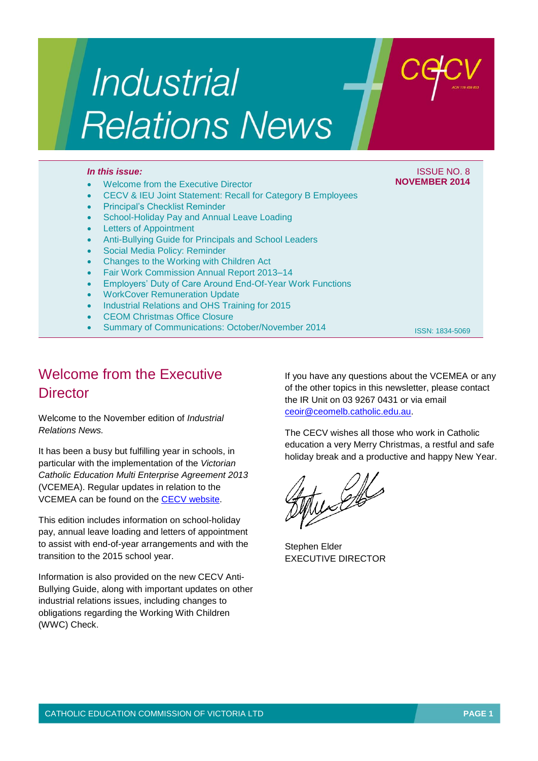# Industrial Relations News

*In this issue:*

- Welcome from the Executive Director
- CECV & IEU Joint Statement: Recall for Category B Employees
- Principal's Checklist Reminder
- School-Holiday Pay and Annual Leave Loading
- Letters of Appointment
- Anti-Bullying Guide for Principals and School Leaders
- Social Media Policy: Reminder
- Changes to the Working with Children Act
- Fair Work Commission Annual Report 2013–14
- Employers' Duty of Care Around End-Of-Year Work Functions
- WorkCover Remuneration Update
- Industrial Relations and OHS Training for 2015
- CEOM Christmas Office Closure
- Summary of Communications: October/November 2014

ISSUE NO. 8
**NOVEMBER 2014**

ISSN: 1834-5069

## Welcome from the Executive Director

Welcome to the November edition of *Industrial Relations News*.

It has been a busy but fulfilling year in schools, in particular with the implementation of the *Victorian Catholic Education Multi Enterprise Agreement 2013* (VCEMEA). Regular updates in relation to the VCEMEA can be found on the CECV website.

This edition includes information on school-holiday pay, annual leave loading and letters of appointment to assist with end-of-year arrangements and with the transition to the 2015 school year.

Information is also provided on the new CECV Anti-Bullying Guide, along with important updates on other industrial relations issues, including changes to obligations regarding the Working With Children (WWC) Check.

If you have any questions about the VCEMEA or any of the other topics in this newsletter, please contact the IR Unit on 03 9267 0431 or via email ceoir@ceomelb.catholic.edu.au.

The CECV wishes all those who work in Catholic education a very Merry Christmas, a restful and safe holiday break and a productive and happy New Year.

Stephen Elder
EXECUTIVE DIRECTOR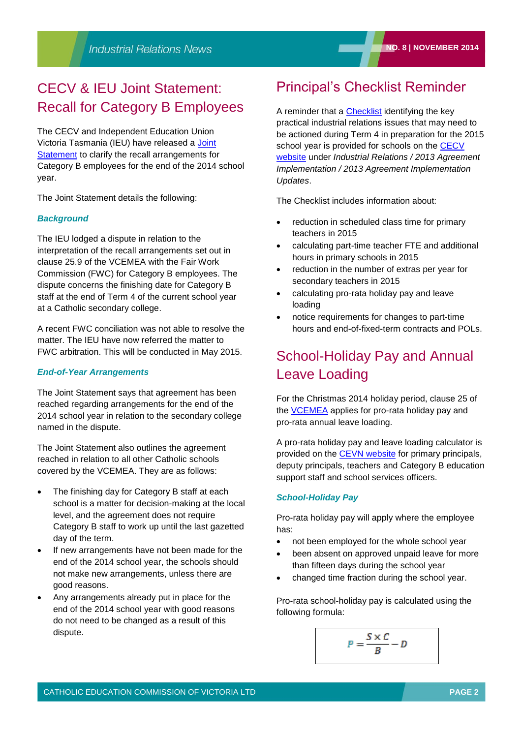# CECV & IEU Joint Statement: Recall for Category B Employees

The CECV and Independent Education Union Victoria Tasmania (IEU) have released a Joint Statement to clarify the recall arrangements for Category B employees for the end of the 2014 school year.

The Joint Statement details the following:

### *Background*

The IEU lodged a dispute in relation to the interpretation of the recall arrangements set out in clause 25.9 of the VCEMEA with the Fair Work Commission (FWC) for Category B employees. The dispute concerns the finishing date for Category B staff at the end of Term 4 of the current school year at a Catholic secondary college.

A recent FWC conciliation was not able to resolve the matter. The IEU have now referred the matter to FWC arbitration. This will be conducted in May 2015.

### *End-of-Year Arrangements*

The Joint Statement says that agreement has been reached regarding arrangements for the end of the 2014 school year in relation to the secondary college named in the dispute.

The Joint Statement also outlines the agreement reached in relation to all other Catholic schools covered by the VCEMEA. They are as follows:

- The finishing day for Category B staff at each school is a matter for decision-making at the local level, and the agreement does not require Category B staff to work up until the last gazetted day of the term.
- If new arrangements have not been made for the end of the 2014 school year, the schools should not make new arrangements, unless there are good reasons.
- Any arrangements already put in place for the end of the 2014 school year with good reasons do not need to be changed as a result of this dispute.

# Principal's Checklist Reminder

A reminder that a Checklist identifying the key practical industrial relations issues that may need to be actioned during Term 4 in preparation for the 2015 school year is provided for schools on the CECV website under *Industrial Relations / 2013 Agreement Implementation / 2013 Agreement Implementation Updates*.

The Checklist includes information about:

- reduction in scheduled class time for primary teachers in 2015
- calculating part-time teacher FTE and additional hours in primary schools in 2015
- reduction in the number of extras per year for secondary teachers in 2015
- calculating pro-rata holiday pay and leave loading
- notice requirements for changes to part-time hours and end-of-fixed-term contracts and POLs.

# School-Holiday Pay and Annual Leave Loading

For the Christmas 2014 holiday period, clause 25 of the VCEMEA applies for pro-rata holiday pay and pro-rata annual leave loading.

A pro-rata holiday pay and leave loading calculator is provided on the CEVN website for primary principals, deputy principals, teachers and Category B education support staff and school services officers.

### *School-Holiday Pay*

Pro-rata holiday pay will apply where the employee has:

- not been employed for the whole school year
- been absent on approved unpaid leave for more than fifteen days during the school year
- changed time fraction during the school year.

Pro-rata school-holiday pay is calculated using the following formula:

$$P = \frac{S \times C}{B} - D$$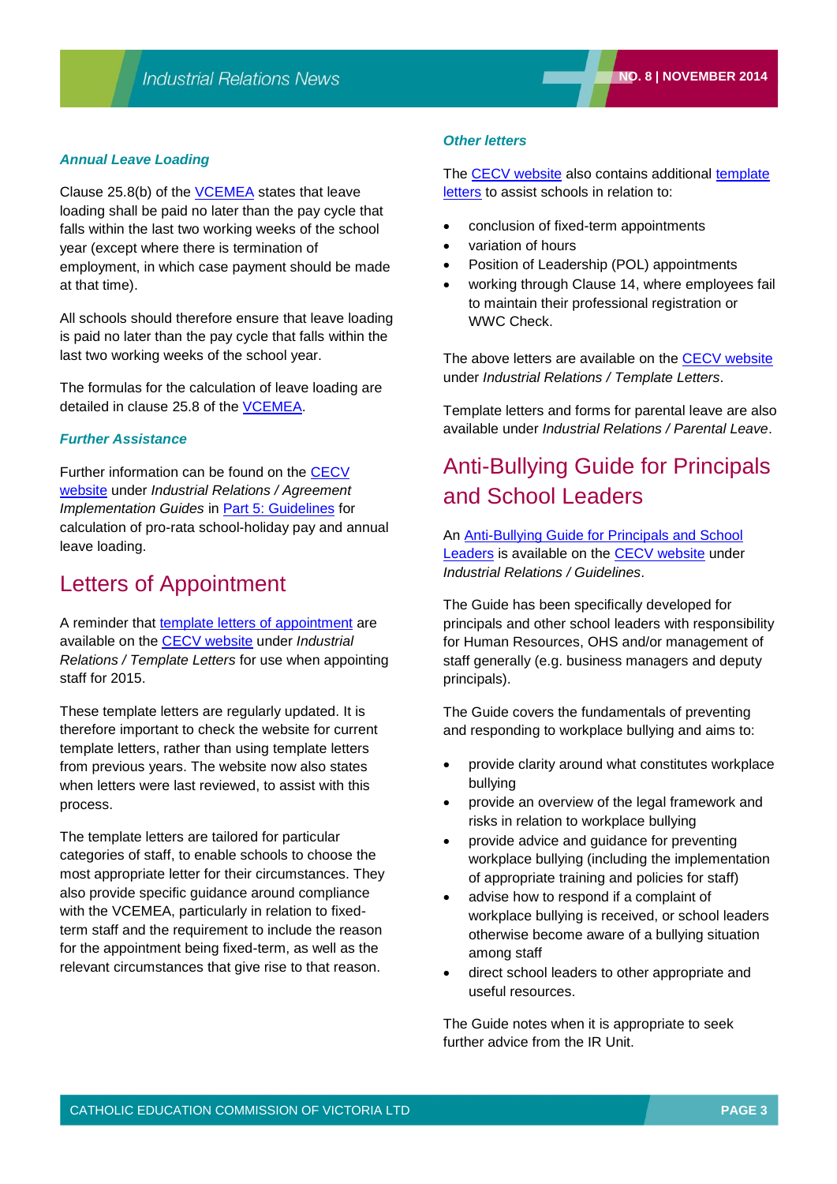### Annual Leave Loading

Clause 25.8(b) of the VCEMEA states that leave loading shall be paid no later than the pay cycle that falls within the last two working weeks of the school year (except where there is termination of employment, in which case payment should be made at that time).

All schools should therefore ensure that leave loading is paid no later than the pay cycle that falls within the last two working weeks of the school year.

The formulas for the calculation of leave loading are detailed in clause 25.8 of the VCEMEA.

### Further Assistance

Further information can be found on the CECV website under *Industrial Relations / Agreement Implementation Guides* in Part 5: Guidelines for calculation of pro-rata school-holiday pay and annual leave loading.

## Letters of Appointment

A reminder that template letters of appointment are available on the CECV website under *Industrial Relations / Template Letters* for use when appointing staff for 2015.

These template letters are regularly updated. It is therefore important to check the website for current template letters, rather than using template letters from previous years. The website now also states when letters were last reviewed, to assist with this process.

The template letters are tailored for particular categories of staff, to enable schools to choose the most appropriate letter for their circumstances. They also provide specific guidance around compliance with the VCEMEA, particularly in relation to fixed-term staff and the requirement to include the reason for the appointment being fixed-term, as well as the relevant circumstances that give rise to that reason.

### Other letters

The CECV website also contains additional template letters to assist schools in relation to:

- conclusion of fixed-term appointments
- variation of hours
- Position of Leadership (POL) appointments
- working through Clause 14, where employees fail to maintain their professional registration or WWC Check.

The above letters are available on the CECV website under *Industrial Relations / Template Letters*.

Template letters and forms for parental leave are also available under *Industrial Relations / Parental Leave*.

## Anti-Bullying Guide for Principals and School Leaders

An Anti-Bullying Guide for Principals and School Leaders is available on the CECV website under *Industrial Relations / Guidelines*.

The Guide has been specifically developed for principals and other school leaders with responsibility for Human Resources, OHS and/or management of staff generally (e.g. business managers and deputy principals).

The Guide covers the fundamentals of preventing and responding to workplace bullying and aims to:

- provide clarity around what constitutes workplace bullying
- provide an overview of the legal framework and risks in relation to workplace bullying
- provide advice and guidance for preventing workplace bullying (including the implementation of appropriate training and policies for staff)
- advise how to respond if a complaint of workplace bullying is received, or school leaders otherwise become aware of a bullying situation among staff
- direct school leaders to other appropriate and useful resources.

The Guide notes when it is appropriate to seek further advice from the IR Unit.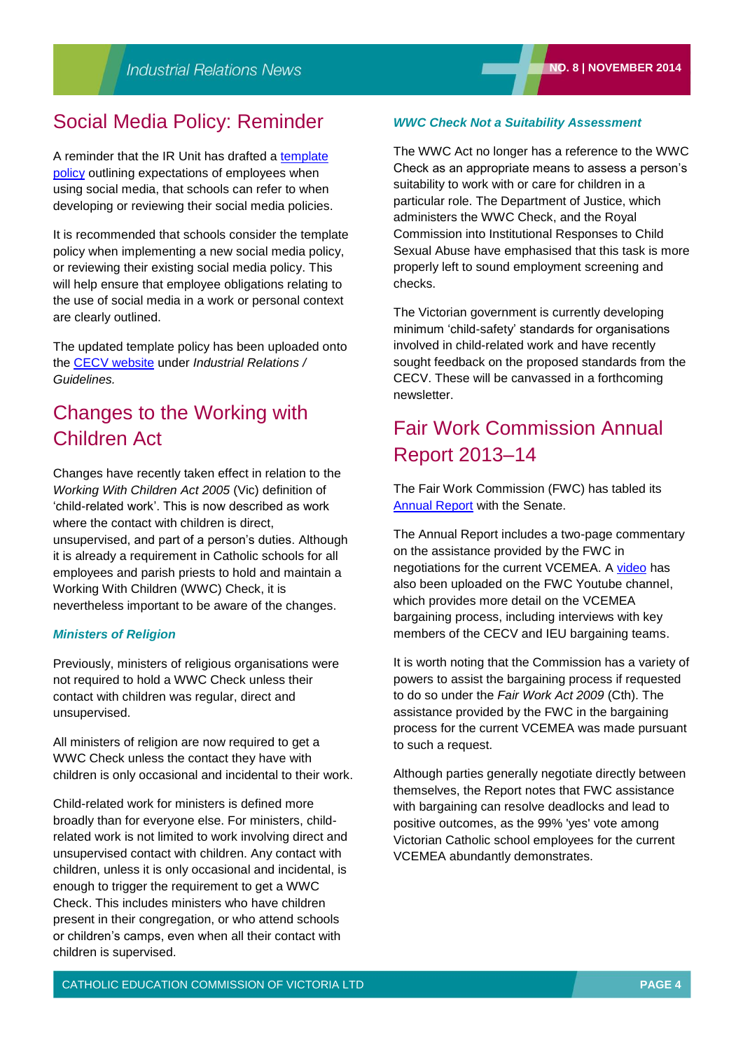## Social Media Policy: Reminder

A reminder that the IR Unit has drafted a template policy outlining expectations of employees when using social media, that schools can refer to when developing or reviewing their social media policies.

It is recommended that schools consider the template policy when implementing a new social media policy, or reviewing their existing social media policy. This will help ensure that employee obligations relating to the use of social media in a work or personal context are clearly outlined.

The updated template policy has been uploaded onto the CECV website under *Industrial Relations / Guidelines.*

## Changes to the Working with Children Act

Changes have recently taken effect in relation to the *Working With Children Act 2005* (Vic) definition of 'child-related work'. This is now described as work where the contact with children is direct, unsupervised, and part of a person's duties. Although it is already a requirement in Catholic schools for all employees and parish priests to hold and maintain a Working With Children (WWC) Check, it is nevertheless important to be aware of the changes.

### *Ministers of Religion*

Previously, ministers of religious organisations were not required to hold a WWC Check unless their contact with children was regular, direct and unsupervised.

All ministers of religion are now required to get a WWC Check unless the contact they have with children is only occasional and incidental to their work.

Child-related work for ministers is defined more broadly than for everyone else. For ministers, child-related work is not limited to work involving direct and unsupervised contact with children. Any contact with children, unless it is only occasional and incidental, is enough to trigger the requirement to get a WWC Check. This includes ministers who have children present in their congregation, or who attend schools or children's camps, even when all their contact with children is supervised.

### *WWC Check Not a Suitability Assessment*

The WWC Act no longer has a reference to the WWC Check as an appropriate means to assess a person's suitability to work with or care for children in a particular role. The Department of Justice, which administers the WWC Check, and the Royal Commission into Institutional Responses to Child Sexual Abuse have emphasised that this task is more properly left to sound employment screening and checks.

The Victorian government is currently developing minimum 'child-safety' standards for organisations involved in child-related work and have recently sought feedback on the proposed standards from the CECV. These will be canvassed in a forthcoming newsletter.

## Fair Work Commission Annual Report 2013–14

The Fair Work Commission (FWC) has tabled its Annual Report with the Senate.

The Annual Report includes a two-page commentary on the assistance provided by the FWC in negotiations for the current VCEMEA. A video has also been uploaded on the FWC Youtube channel, which provides more detail on the VCEMEA bargaining process, including interviews with key members of the CECV and IEU bargaining teams.

It is worth noting that the Commission has a variety of powers to assist the bargaining process if requested to do so under the *Fair Work Act 2009* (Cth). The assistance provided by the FWC in the bargaining process for the current VCEMEA was made pursuant to such a request.

Although parties generally negotiate directly between themselves, the Report notes that FWC assistance with bargaining can resolve deadlocks and lead to positive outcomes, as the 99% 'yes' vote among Victorian Catholic school employees for the current VCEMEA abundantly demonstrates.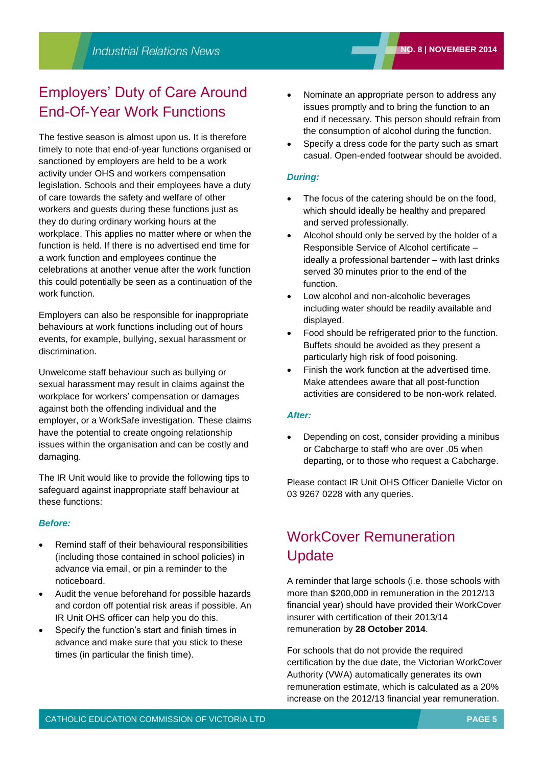## Employers' Duty of Care Around End-Of-Year Work Functions

The festive season is almost upon us. It is therefore timely to note that end-of-year functions organised or sanctioned by employers are held to be a work activity under OHS and workers compensation legislation. Schools and their employees have a duty of care towards the safety and welfare of other workers and guests during these functions just as they do during ordinary working hours at the workplace. This applies no matter where or when the function is held. If there is no advertised end time for a work function and employees continue the celebrations at another venue after the work function this could potentially be seen as a continuation of the work function.

Employers can also be responsible for inappropriate behaviours at work functions including out of hours events, for example, bullying, sexual harassment or discrimination.

Unwelcome staff behaviour such as bullying or sexual harassment may result in claims against the workplace for workers' compensation or damages against both the offending individual and the employer, or a WorkSafe investigation. These claims have the potential to create ongoing relationship issues within the organisation and can be costly and damaging.

The IR Unit would like to provide the following tips to safeguard against inappropriate staff behaviour at these functions:

***Before:***

- Remind staff of their behavioural responsibilities (including those contained in school policies) in advance via email, or pin a reminder to the noticeboard.
- Audit the venue beforehand for possible hazards and cordon off potential risk areas if possible. An IR Unit OHS officer can help you do this.
- Specify the function's start and finish times in advance and make sure that you stick to these times (in particular the finish time).
- Nominate an appropriate person to address any issues promptly and to bring the function to an end if necessary. This person should refrain from the consumption of alcohol during the function.
- Specify a dress code for the party such as smart casual. Open-ended footwear should be avoided.

***During:***

- The focus of the catering should be on the food, which should ideally be healthy and prepared and served professionally.
- Alcohol should only be served by the holder of a Responsible Service of Alcohol certificate – ideally a professional bartender – with last drinks served 30 minutes prior to the end of the function.
- Low alcohol and non-alcoholic beverages including water should be readily available and displayed.
- Food should be refrigerated prior to the function. Buffets should be avoided as they present a particularly high risk of food poisoning.
- Finish the work function at the advertised time. Make attendees aware that all post-function activities are considered to be non-work related.

***After:***

- Depending on cost, consider providing a minibus or Cabcharge to staff who are over .05 when departing, or to those who request a Cabcharge.

Please contact IR Unit OHS Officer Danielle Victor on 03 9267 0228 with any queries.

## WorkCover Remuneration Update

A reminder that large schools (i.e. those schools with more than $200,000 in remuneration in the 2012/13 financial year) should have provided their WorkCover insurer with certification of their 2013/14 remuneration by **28 October 2014**.

For schools that do not provide the required certification by the due date, the Victorian WorkCover Authority (VWA) automatically generates its own remuneration estimate, which is calculated as a 20% increase on the 2012/13 financial year remuneration.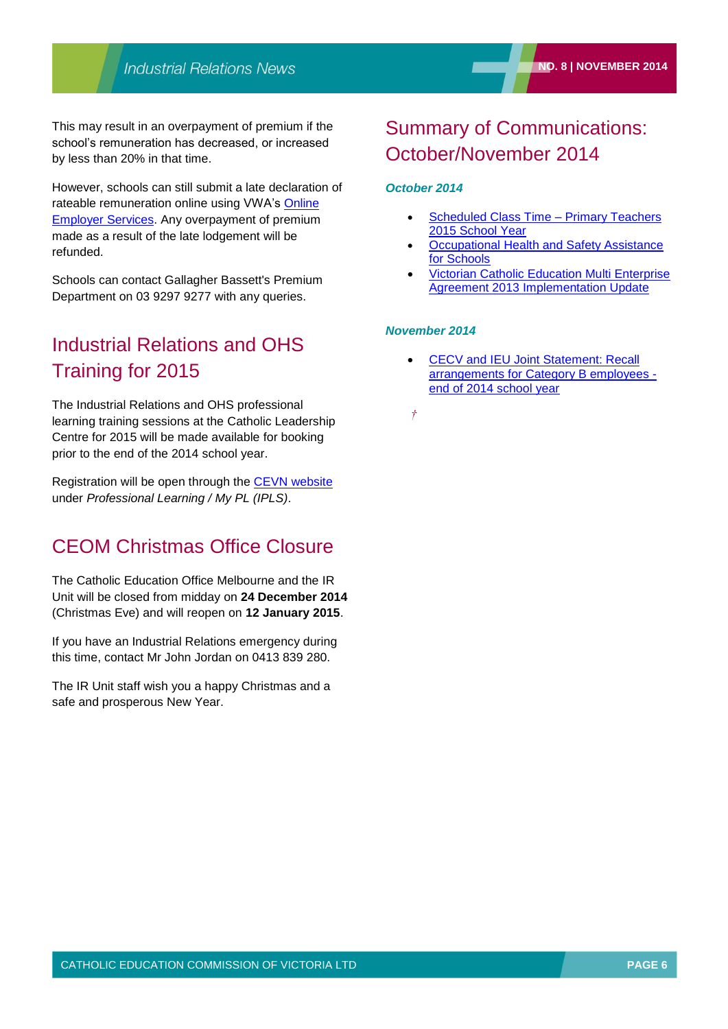This may result in an overpayment of premium if the school's remuneration has decreased, or increased by less than 20% in that time.

However, schools can still submit a late declaration of rateable remuneration online using VWA's Online Employer Services. Any overpayment of premium made as a result of the late lodgement will be refunded.

Schools can contact Gallagher Bassett's Premium Department on 03 9297 9277 with any queries.

## Industrial Relations and OHS Training for 2015

The Industrial Relations and OHS professional learning training sessions at the Catholic Leadership Centre for 2015 will be made available for booking prior to the end of the 2014 school year.

Registration will be open through the CEVN website under *Professional Learning / My PL (IPLS)*.

## CEOM Christmas Office Closure

The Catholic Education Office Melbourne and the IR Unit will be closed from midday on **24 December 2014** (Christmas Eve) and will reopen on **12 January 2015**.

If you have an Industrial Relations emergency during this time, contact Mr John Jordan on 0413 839 280.

The IR Unit staff wish you a happy Christmas and a safe and prosperous New Year.

## Summary of Communications: October/November 2014

### *October 2014*

- Scheduled Class Time – Primary Teachers 2015 School Year
- Occupational Health and Safety Assistance for Schools
- Victorian Catholic Education Multi Enterprise Agreement 2013 Implementation Update

### *November 2014*

- CECV and IEU Joint Statement: Recall arrangements for Category B employees - end of 2014 school year

†